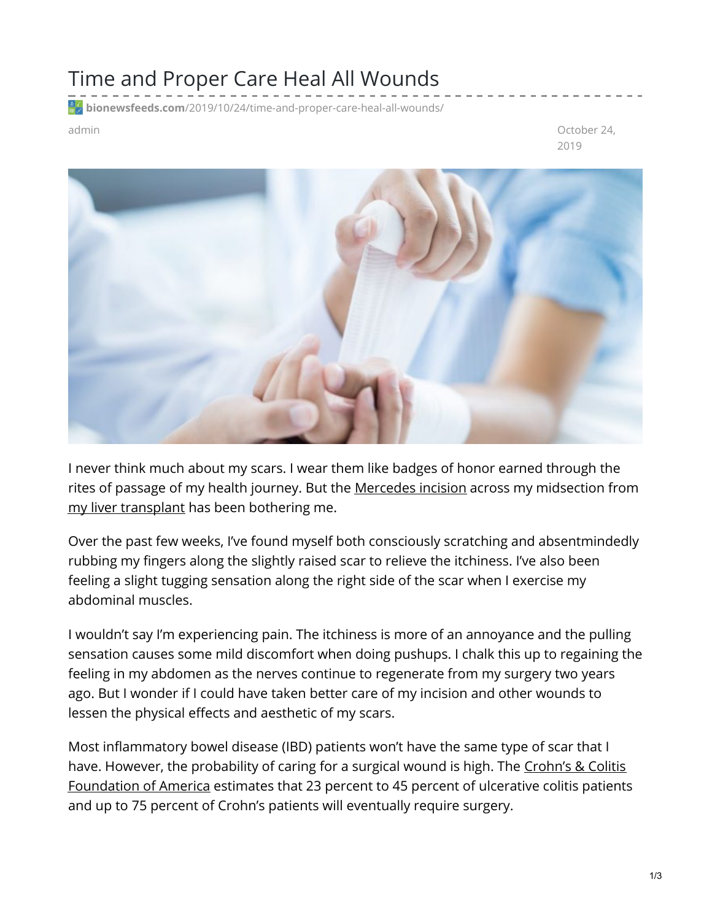# Time and Proper Care Heal All Wounds

bionewsfeeds.com/2019/10/24/time-and-proper-care-heal-all-wounds/

admin

October 24, 2019

I never think much about my scars. I wear them like badges of honor earned through the rites of passage of my health journey. But the Mercedes incision across my midsection from my liver transplant has been bothering me.

Over the past few weeks, I've found myself both consciously scratching and absentmindedly rubbing my fingers along the slightly raised scar to relieve the itchiness. I've also been feeling a slight tugging sensation along the right side of the scar when I exercise my abdominal muscles.

I wouldn't say I'm experiencing pain. The itchiness is more of an annoyance and the pulling sensation causes some mild discomfort when doing pushups. I chalk this up to regaining the feeling in my abdomen as the nerves continue to regenerate from my surgery two years ago. But I wonder if I could have taken better care of my incision and other wounds to lessen the physical effects and aesthetic of my scars.

Most inflammatory bowel disease (IBD) patients won't have the same type of scar that I have. However, the probability of caring for a surgical wound is high. The Crohn's & Colitis Foundation of America estimates that 23 percent to 45 percent of ulcerative colitis patients and up to 75 percent of Crohn's patients will eventually require surgery.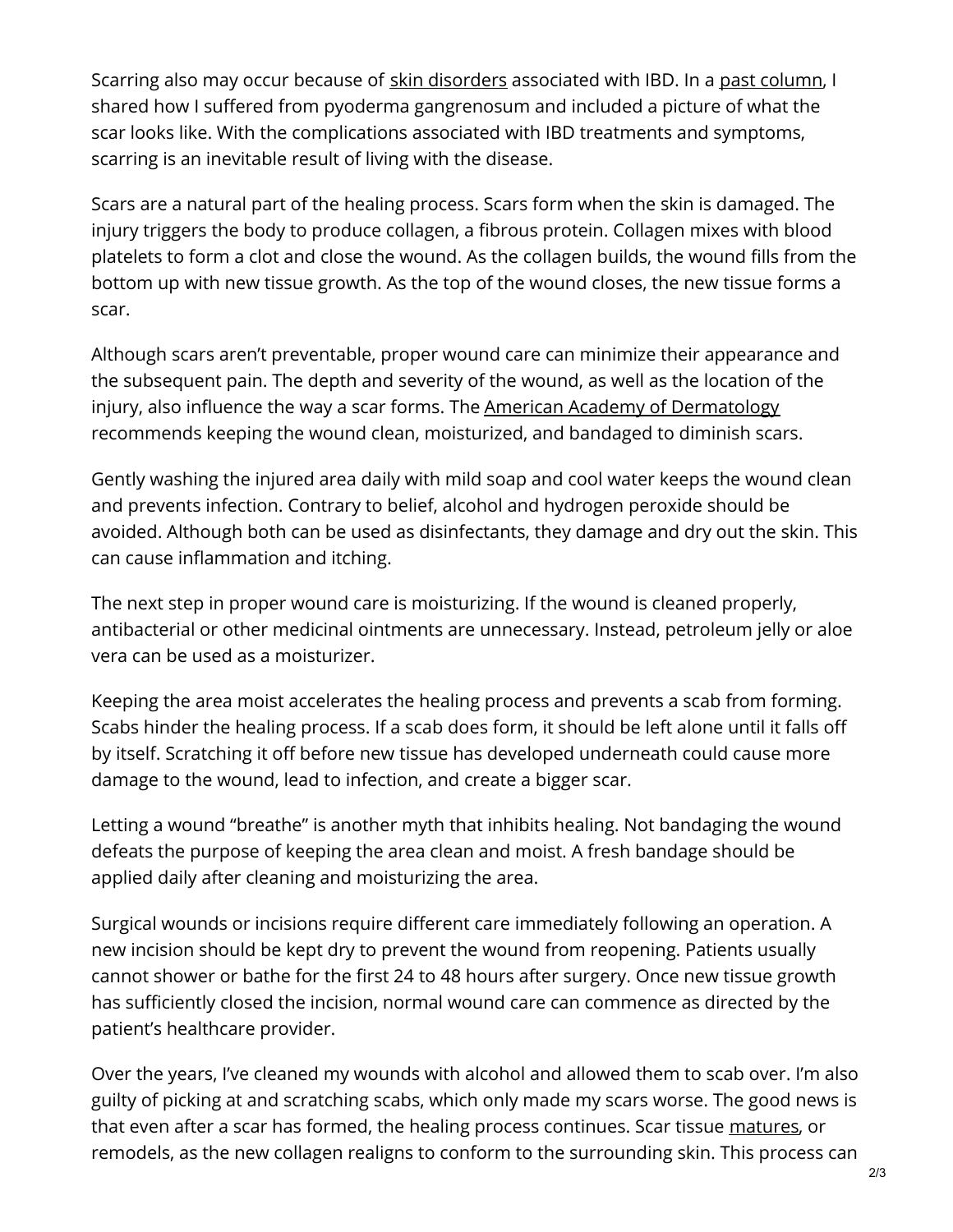Scarring also may occur because of skin disorders associated with IBD. In a past column, I shared how I suffered from pyoderma gangrenosum and included a picture of what the scar looks like. With the complications associated with IBD treatments and symptoms, scarring is an inevitable result of living with the disease.

Scars are a natural part of the healing process. Scars form when the skin is damaged. The injury triggers the body to produce collagen, a fibrous protein. Collagen mixes with blood platelets to form a clot and close the wound. As the collagen builds, the wound fills from the bottom up with new tissue growth. As the top of the wound closes, the new tissue forms a scar.

Although scars aren't preventable, proper wound care can minimize their appearance and the subsequent pain. The depth and severity of the wound, as well as the location of the injury, also influence the way a scar forms. The American Academy of Dermatology recommends keeping the wound clean, moisturized, and bandaged to diminish scars.

Gently washing the injured area daily with mild soap and cool water keeps the wound clean and prevents infection. Contrary to belief, alcohol and hydrogen peroxide should be avoided. Although both can be used as disinfectants, they damage and dry out the skin. This can cause inflammation and itching.

The next step in proper wound care is moisturizing. If the wound is cleaned properly, antibacterial or other medicinal ointments are unnecessary. Instead, petroleum jelly or aloe vera can be used as a moisturizer.

Keeping the area moist accelerates the healing process and prevents a scab from forming. Scabs hinder the healing process. If a scab does form, it should be left alone until it falls off by itself. Scratching it off before new tissue has developed underneath could cause more damage to the wound, lead to infection, and create a bigger scar.

Letting a wound "breathe" is another myth that inhibits healing. Not bandaging the wound defeats the purpose of keeping the area clean and moist. A fresh bandage should be applied daily after cleaning and moisturizing the area.

Surgical wounds or incisions require different care immediately following an operation. A new incision should be kept dry to prevent the wound from reopening. Patients usually cannot shower or bathe for the first 24 to 48 hours after surgery. Once new tissue growth has sufficiently closed the incision, normal wound care can commence as directed by the patient's healthcare provider.

Over the years, I've cleaned my wounds with alcohol and allowed them to scab over. I'm also guilty of picking at and scratching scabs, which only made my scars worse. The good news is that even after a scar has formed, the healing process continues. Scar tissue matures, or remodels, as the new collagen realigns to conform to the surrounding skin. This process can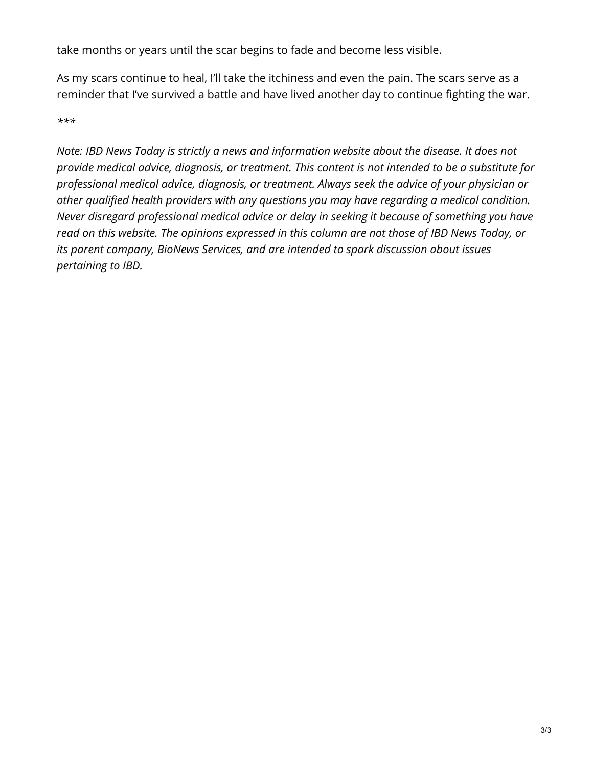take months or years until the scar begins to fade and become less visible.

As my scars continue to heal, I'll take the itchiness and even the pain. The scars serve as a reminder that I've survived a battle and have lived another day to continue fighting the war.

***

*Note: [IBD News Today](#) is strictly a news and information website about the disease. It does not provide medical advice, diagnosis, or treatment. This content is not intended to be a substitute for professional medical advice, diagnosis, or treatment. Always seek the advice of your physician or other qualified health providers with any questions you may have regarding a medical condition. Never disregard professional medical advice or delay in seeking it because of something you have read on this website. The opinions expressed in this column are not those of [IBD News Today](#), or its parent company, BioNews Services, and are intended to spark discussion about issues pertaining to IBD.*